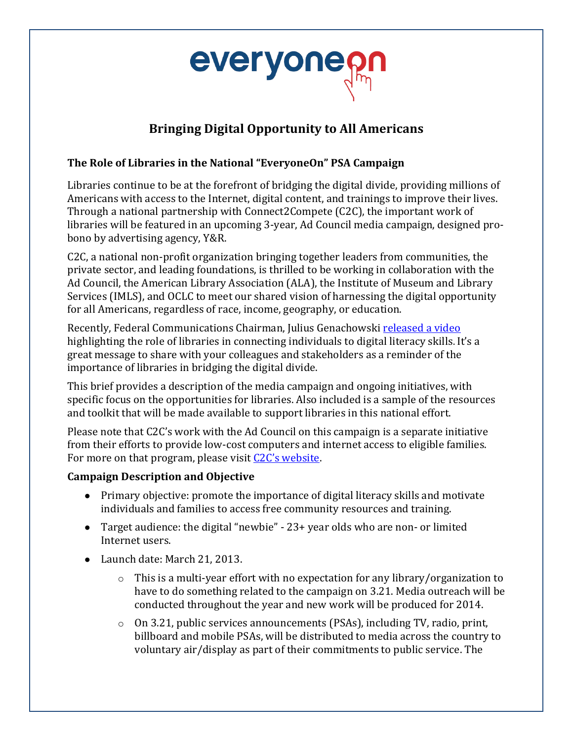everyoneon

# Bringing Digital Opportunity to All Americans

### The Role of Libraries in the National "EveryoneOn" PSA Campaign

Libraries continue to be at the forefront of bridging the digital divide, providing millions of Americans with access to the Internet, digital content, and trainings to improve their lives. Through a national partnership with Connect2Compete (C2C), the important work of libraries will be featured in an upcoming 3-year, Ad Council media campaign, designed pro-bono by advertising agency, Y&R.

C2C, a national non-profit organization bringing together leaders from communities, the private sector, and leading foundations, is thrilled to be working in collaboration with the Ad Council, the American Library Association (ALA), the Institute of Museum and Library Services (IMLS), and OCLC to meet our shared vision of harnessing the digital opportunity for all Americans, regardless of race, income, geography, or education.

Recently, Federal Communications Chairman, Julius Genachowski released a video highlighting the role of libraries in connecting individuals to digital literacy skills. It's a great message to share with your colleagues and stakeholders as a reminder of the importance of libraries in bridging the digital divide.

This brief provides a description of the media campaign and ongoing initiatives, with specific focus on the opportunities for libraries. Also included is a sample of the resources and toolkit that will be made available to support libraries in this national effort.

Please note that C2C's work with the Ad Council on this campaign is a separate initiative from their efforts to provide low-cost computers and internet access to eligible families. For more on that program, please visit C2C's website.

### Campaign Description and Objective

- Primary objective: promote the importance of digital literacy skills and motivate individuals and families to access free community resources and training.
- Target audience: the digital "newbie" - 23+ year olds who are non- or limited Internet users.
- Launch date: March 21, 2013.
    - This is a multi-year effort with no expectation for any library/organization to have to do something related to the campaign on 3.21. Media outreach will be conducted throughout the year and new work will be produced for 2014.
    - On 3.21, public services announcements (PSAs), including TV, radio, print, billboard and mobile PSAs, will be distributed to media across the country to voluntary air/display as part of their commitments to public service. The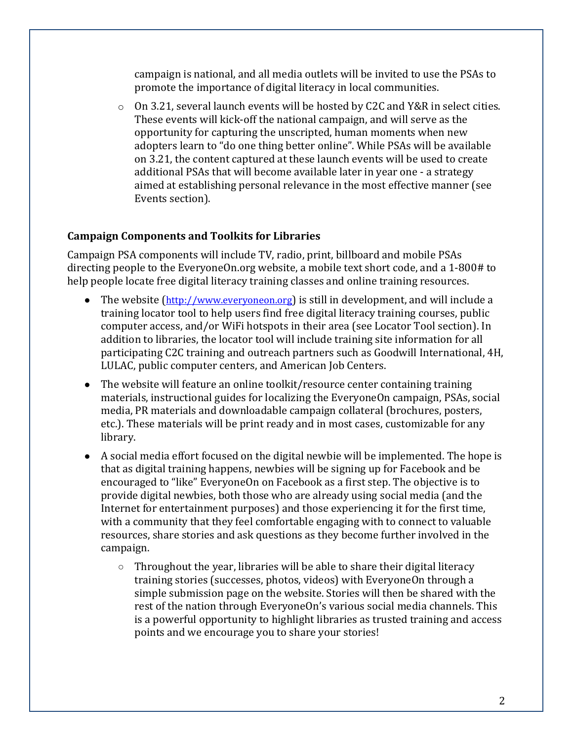campaign is national, and all media outlets will be invited to use the PSAs to promote the importance of digital literacy in local communities.

- On 3.21, several launch events will be hosted by C2C and Y&R in select cities. These events will kick-off the national campaign, and will serve as the opportunity for capturing the unscripted, human moments when new adopters learn to "do one thing better online". While PSAs will be available on 3.21, the content captured at these launch events will be used to create additional PSAs that will become available later in year one - a strategy aimed at establishing personal relevance in the most effective manner (see Events section).

### Campaign Components and Toolkits for Libraries

Campaign PSA components will include TV, radio, print, billboard and mobile PSAs directing people to the EveryoneOn.org website, a mobile text short code, and a 1-800# to help people locate free digital literacy training classes and online training resources.

- The website (http://www.everyoneon.org) is still in development, and will include a training locator tool to help users find free digital literacy training courses, public computer access, and/or WiFi hotspots in their area (see Locator Tool section). In addition to libraries, the locator tool will include training site information for all participating C2C training and outreach partners such as Goodwill International, 4H, LULAC, public computer centers, and American Job Centers.
- The website will feature an online toolkit/resource center containing training materials, instructional guides for localizing the EveryoneOn campaign, PSAs, social media, PR materials and downloadable campaign collateral (brochures, posters, etc.). These materials will be print ready and in most cases, customizable for any library.
- A social media effort focused on the digital newbie will be implemented. The hope is that as digital training happens, newbies will be signing up for Facebook and be encouraged to "like" EveryoneOn on Facebook as a first step. The objective is to provide digital newbies, both those who are already using social media (and the Internet for entertainment purposes) and those experiencing it for the first time, with a community that they feel comfortable engaging with to connect to valuable resources, share stories and ask questions as they become further involved in the campaign.
    - Throughout the year, libraries will be able to share their digital literacy training stories (successes, photos, videos) with EveryoneOn through a simple submission page on the website. Stories will then be shared with the rest of the nation through EveryoneOn's various social media channels. This is a powerful opportunity to highlight libraries as trusted training and access points and we encourage you to share your stories!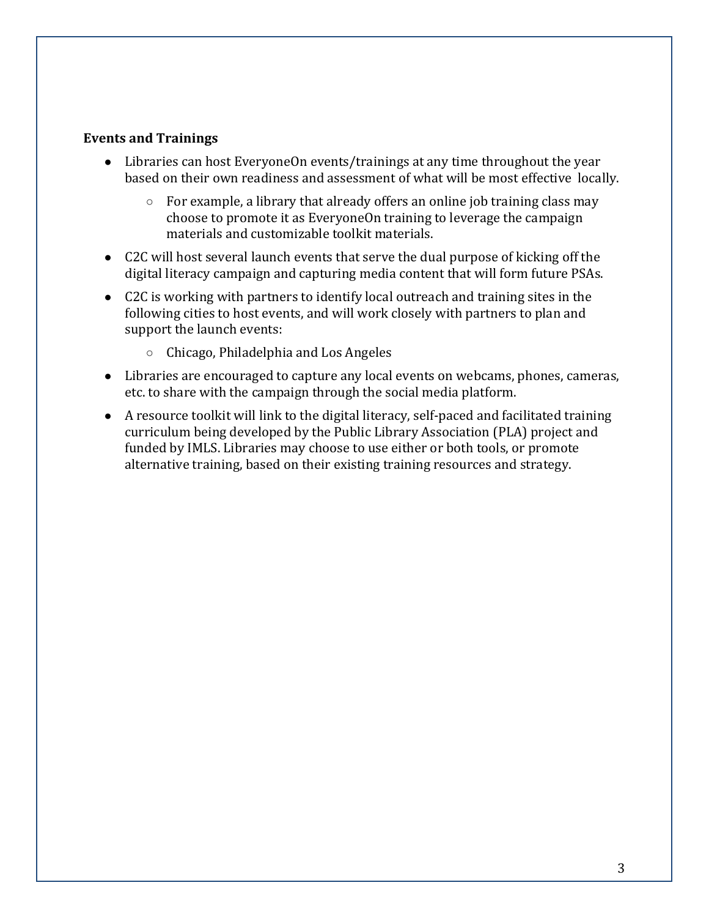**Events and Trainings**

- Libraries can host EveryoneOn events/trainings at any time throughout the year based on their own readiness and assessment of what will be most effective locally.
  - For example, a library that already offers an online job training class may choose to promote it as EveryoneOn training to leverage the campaign materials and customizable toolkit materials.
- C2C will host several launch events that serve the dual purpose of kicking off the digital literacy campaign and capturing media content that will form future PSAs.
- C2C is working with partners to identify local outreach and training sites in the following cities to host events, and will work closely with partners to plan and support the launch events:
  - Chicago, Philadelphia and Los Angeles
- Libraries are encouraged to capture any local events on webcams, phones, cameras, etc. to share with the campaign through the social media platform.
- A resource toolkit will link to the digital literacy, self-paced and facilitated training curriculum being developed by the Public Library Association (PLA) project and funded by IMLS. Libraries may choose to use either or both tools, or promote alternative training, based on their existing training resources and strategy.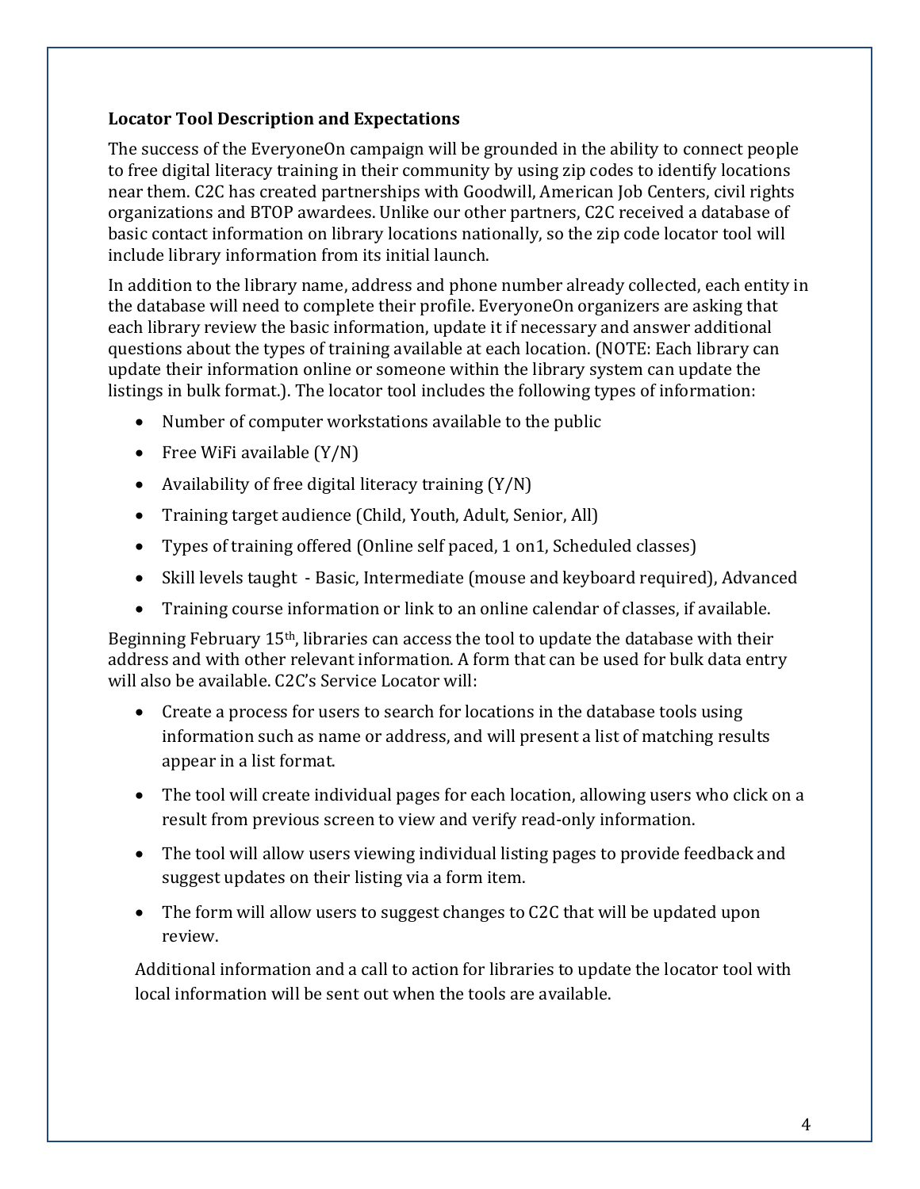**Locator Tool Description and Expectations**

The success of the EveryoneOn campaign will be grounded in the ability to connect people to free digital literacy training in their community by using zip codes to identify locations near them. C2C has created partnerships with Goodwill, American Job Centers, civil rights organizations and BTOP awardees. Unlike our other partners, C2C received a database of basic contact information on library locations nationally, so the zip code locator tool will include library information from its initial launch.

In addition to the library name, address and phone number already collected, each entity in the database will need to complete their profile. EveryoneOn organizers are asking that each library review the basic information, update it if necessary and answer additional questions about the types of training available at each location. (NOTE: Each library can update their information online or someone within the library system can update the listings in bulk format.). The locator tool includes the following types of information:

- Number of computer workstations available to the public
- Free WiFi available (Y/N)
- Availability of free digital literacy training (Y/N)
- Training target audience (Child, Youth, Adult, Senior, All)
- Types of training offered (Online self paced, 1 on1, Scheduled classes)
- Skill levels taught - Basic, Intermediate (mouse and keyboard required), Advanced
- Training course information or link to an online calendar of classes, if available.

Beginning February 15th, libraries can access the tool to update the database with their address and with other relevant information. A form that can be used for bulk data entry will also be available. C2C's Service Locator will:

- Create a process for users to search for locations in the database tools using information such as name or address, and will present a list of matching results appear in a list format.
- The tool will create individual pages for each location, allowing users who click on a result from previous screen to view and verify read-only information.
- The tool will allow users viewing individual listing pages to provide feedback and suggest updates on their listing via a form item.
- The form will allow users to suggest changes to C2C that will be updated upon review.

Additional information and a call to action for libraries to update the locator tool with local information will be sent out when the tools are available.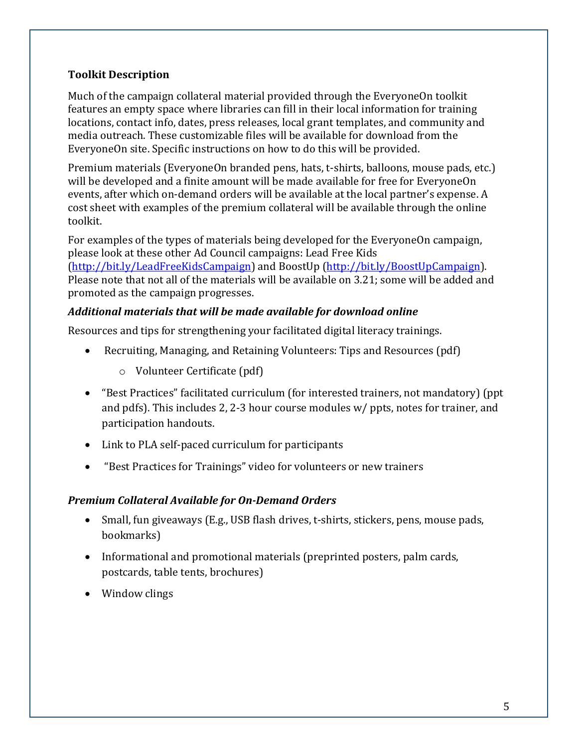**Toolkit Description**

Much of the campaign collateral material provided through the EveryoneOn toolkit features an empty space where libraries can fill in their local information for training locations, contact info, dates, press releases, local grant templates, and community and media outreach. These customizable files will be available for download from the EveryoneOn site. Specific instructions on how to do this will be provided.

Premium materials (EveryoneOn branded pens, hats, t-shirts, balloons, mouse pads, etc.) will be developed and a finite amount will be made available for free for EveryoneOn events, after which on-demand orders will be available at the local partner's expense. A cost sheet with examples of the premium collateral will be available through the online toolkit.

For examples of the types of materials being developed for the EveryoneOn campaign, please look at these other Ad Council campaigns: Lead Free Kids (http://bit.ly/LeadFreeKidsCampaign) and BoostUp (http://bit.ly/BoostUpCampaign). Please note that not all of the materials will be available on 3.21; some will be added and promoted as the campaign progresses.

***Additional materials that will be made available for download online***

Resources and tips for strengthening your facilitated digital literacy trainings.

- Recruiting, Managing, and Retaining Volunteers: Tips and Resources (pdf)
  - Volunteer Certificate (pdf)
- "Best Practices" facilitated curriculum (for interested trainers, not mandatory) (ppt and pdfs). This includes 2, 2-3 hour course modules w/ ppts, notes for trainer, and participation handouts.
- Link to PLA self-paced curriculum for participants
- "Best Practices for Trainings" video for volunteers or new trainers

***Premium Collateral Available for On-Demand Orders***

- Small, fun giveaways (E.g., USB flash drives, t-shirts, stickers, pens, mouse pads, bookmarks)
- Informational and promotional materials (preprinted posters, palm cards, postcards, table tents, brochures)
- Window clings